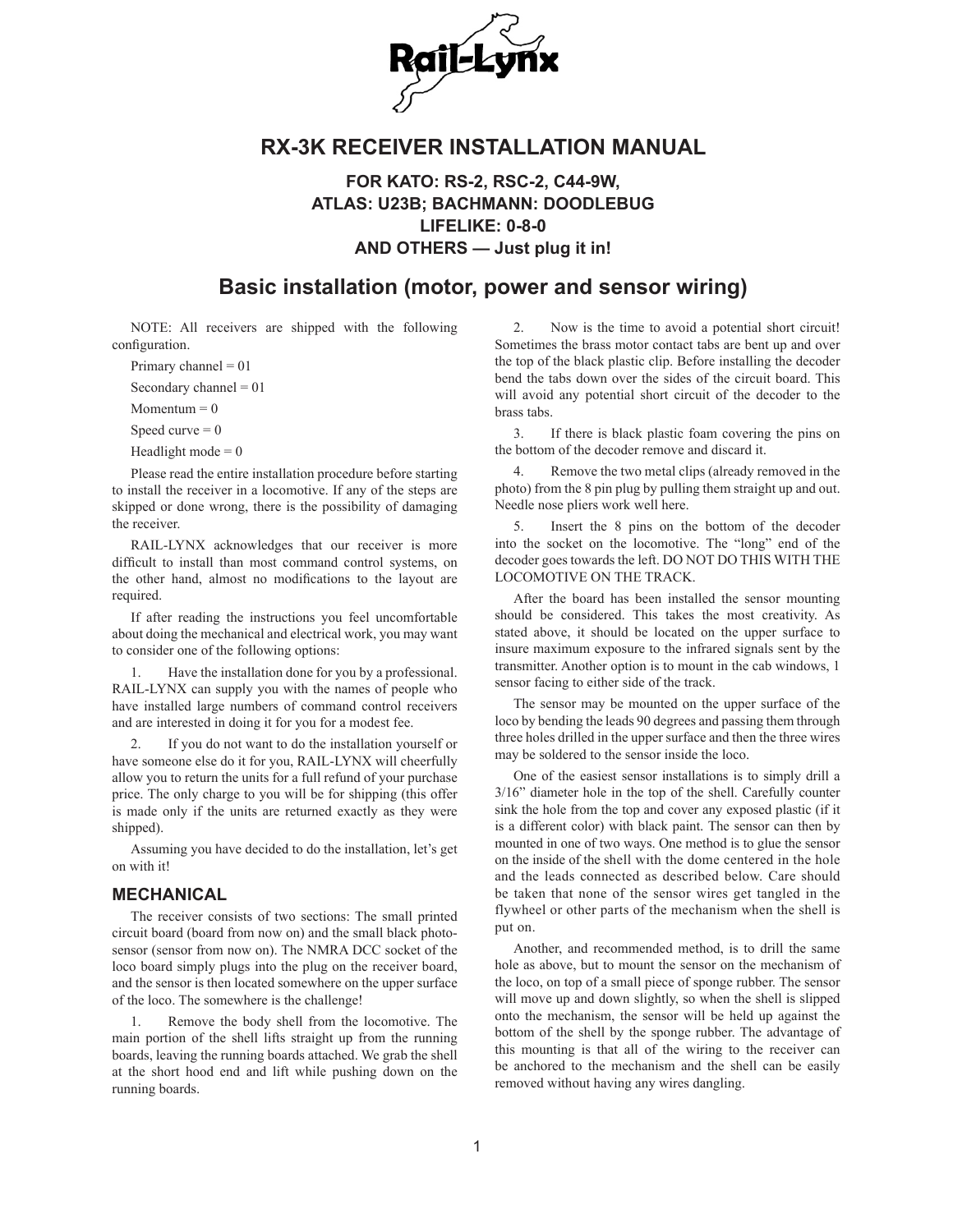# RX-3K RECEIVER INSTALLATION MANUAL

### FOR KATO: RS-2, RSC-2, C44-9W, ATLAS: U23B; BACHMANN: DOODLEBUG LIFELIKE: 0-8-0 AND OTHERS — Just plug it in!

## Basic installation (motor, power and sensor wiring)

NOTE: All receivers are shipped with the following configuration.

Primary channel = 01

Secondary channel = 01

Momentum = 0

Speed curve = 0

Headlight mode = 0

Please read the entire installation procedure before starting to install the receiver in a locomotive. If any of the steps are skipped or done wrong, there is the possibility of damaging the receiver.

RAIL-LYNX acknowledges that our receiver is more difficult to install than most command control systems, on the other hand, almost no modifications to the layout are required.

If after reading the instructions you feel uncomfortable about doing the mechanical and electrical work, you may want to consider one of the following options:

1. Have the installation done for you by a professional. RAIL-LYNX can supply you with the names of people who have installed large numbers of command control receivers and are interested in doing it for you for a modest fee.

2. If you do not want to do the installation yourself or have someone else do it for you, RAIL-LYNX will cheerfully allow you to return the units for a full refund of your purchase price. The only charge to you will be for shipping (this offer is made only if the units are returned exactly as they were shipped).

Assuming you have decided to do the installation, let's get on with it!

### MECHANICAL

The receiver consists of two sections: The small printed circuit board (board from now on) and the small black photo-sensor (sensor from now on). The NMRA DCC socket of the loco board simply plugs into the plug on the receiver board, and the sensor is then located somewhere on the upper surface of the loco. The somewhere is the challenge!

1. Remove the body shell from the locomotive. The main portion of the shell lifts straight up from the running boards, leaving the running boards attached. We grab the shell at the short hood end and lift while pushing down on the running boards.

2. Now is the time to avoid a potential short circuit! Sometimes the brass motor contact tabs are bent up and over the top of the black plastic clip. Before installing the decoder bend the tabs down over the sides of the circuit board. This will avoid any potential short circuit of the decoder to the brass tabs.

3. If there is black plastic foam covering the pins on the bottom of the decoder remove and discard it.

4. Remove the two metal clips (already removed in the photo) from the 8 pin plug by pulling them straight up and out. Needle nose pliers work well here.

5. Insert the 8 pins on the bottom of the decoder into the socket on the locomotive. The "long" end of the decoder goes towards the left. DO NOT DO THIS WITH THE LOCOMOTIVE ON THE TRACK.

After the board has been installed the sensor mounting should be considered. This takes the most creativity. As stated above, it should be located on the upper surface to insure maximum exposure to the infrared signals sent by the transmitter. Another option is to mount in the cab windows, 1 sensor facing to either side of the track.

The sensor may be mounted on the upper surface of the loco by bending the leads 90 degrees and passing them through three holes drilled in the upper surface and then the three wires may be soldered to the sensor inside the loco.

One of the easiest sensor installations is to simply drill a 3/16" diameter hole in the top of the shell. Carefully counter sink the hole from the top and cover any exposed plastic (if it is a different color) with black paint. The sensor can then by mounted in one of two ways. One method is to glue the sensor on the inside of the shell with the dome centered in the hole and the leads connected as described below. Care should be taken that none of the sensor wires get tangled in the flywheel or other parts of the mechanism when the shell is put on.

Another, and recommended method, is to drill the same hole as above, but to mount the sensor on the mechanism of the loco, on top of a small piece of sponge rubber. The sensor will move up and down slightly, so when the shell is slipped onto the mechanism, the sensor will be held up against the bottom of the shell by the sponge rubber. The advantage of this mounting is that all of the wiring to the receiver can be anchored to the mechanism and the shell can be easily removed without having any wires dangling.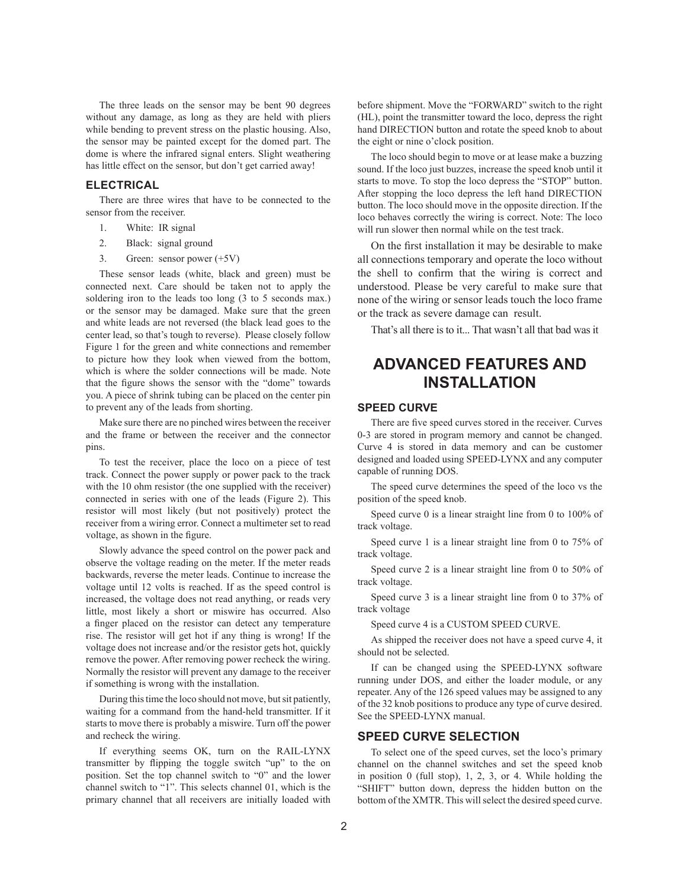The three leads on the sensor may be bent 90 degrees without any damage, as long as they are held with pliers while bending to prevent stress on the plastic housing. Also, the sensor may be painted except for the domed part. The dome is where the infrared signal enters. Slight weathering has little effect on the sensor, but don't get carried away!

### ELECTRICAL

There are three wires that have to be connected to the sensor from the receiver.

1. White: IR signal
2. Black: signal ground
3. Green: sensor power (+5V)

These sensor leads (white, black and green) must be connected next. Care should be taken not to apply the soldering iron to the leads too long (3 to 5 seconds max.) or the sensor may be damaged. Make sure that the green and white leads are not reversed (the black lead goes to the center lead, so that's tough to reverse). Please closely follow Figure 1 for the green and white connections and remember to picture how they look when viewed from the bottom, which is where the solder connections will be made. Note that the figure shows the sensor with the "dome" towards you. A piece of shrink tubing can be placed on the center pin to prevent any of the leads from shorting.

Make sure there are no pinched wires between the receiver and the frame or between the receiver and the connector pins.

To test the receiver, place the loco on a piece of test track. Connect the power supply or power pack to the track with the 10 ohm resistor (the one supplied with the receiver) connected in series with one of the leads (Figure 2). This resistor will most likely (but not positively) protect the receiver from a wiring error. Connect a multimeter set to read voltage, as shown in the figure.

Slowly advance the speed control on the power pack and observe the voltage reading on the meter. If the meter reads backwards, reverse the meter leads. Continue to increase the voltage until 12 volts is reached. If as the speed control is increased, the voltage does not read anything, or reads very little, most likely a short or miswire has occurred. Also a finger placed on the resistor can detect any temperature rise. The resistor will get hot if any thing is wrong! If the voltage does not increase and/or the resistor gets hot, quickly remove the power. After removing power recheck the wiring. Normally the resistor will prevent any damage to the receiver if something is wrong with the installation.

During this time the loco should not move, but sit patiently, waiting for a command from the hand-held transmitter. If it starts to move there is probably a miswire. Turn off the power and recheck the wiring.

If everything seems OK, turn on the RAIL-LYNX transmitter by flipping the toggle switch "up" to the on position. Set the top channel switch to "0" and the lower channel switch to "1". This selects channel 01, which is the primary channel that all receivers are initially loaded with before shipment. Move the "FORWARD" switch to the right (HL), point the transmitter toward the loco, depress the right hand DIRECTION button and rotate the speed knob to about the eight or nine o'clock position.

The loco should begin to move or at lease make a buzzing sound. If the loco just buzzes, increase the speed knob until it starts to move. To stop the loco depress the "STOP" button. After stopping the loco depress the left hand DIRECTION button. The loco should move in the opposite direction. If the loco behaves correctly the wiring is correct. Note: The loco will run slower then normal while on the test track.

On the first installation it may be desirable to make all connections temporary and operate the loco without the shell to confirm that the wiring is correct and understood. Please be very careful to make sure that none of the wiring or sensor leads touch the loco frame or the track as severe damage can result.

That's all there is to it... That wasn't all that bad was it

## ADVANCED FEATURES AND INSTALLATION

### SPEED CURVE

There are five speed curves stored in the receiver. Curves 0-3 are stored in program memory and cannot be changed. Curve 4 is stored in data memory and can be customer designed and loaded using SPEED-LYNX and any computer capable of running DOS.

The speed curve determines the speed of the loco vs the position of the speed knob.

Speed curve 0 is a linear straight line from 0 to 100% of track voltage.

Speed curve 1 is a linear straight line from 0 to 75% of track voltage.

Speed curve 2 is a linear straight line from 0 to 50% of track voltage.

Speed curve 3 is a linear straight line from 0 to 37% of track voltage

Speed curve 4 is a CUSTOM SPEED CURVE.

As shipped the receiver does not have a speed curve 4, it should not be selected.

If can be changed using the SPEED-LYNX software running under DOS, and either the loader module, or any repeater. Any of the 126 speed values may be assigned to any of the 32 knob positions to produce any type of curve desired. See the SPEED-LYNX manual.

### SPEED CURVE SELECTION

To select one of the speed curves, set the loco's primary channel on the channel switches and set the speed knob in position 0 (full stop), 1, 2, 3, or 4. While holding the "SHIFT" button down, depress the hidden button on the bottom of the XMTR. This will select the desired speed curve.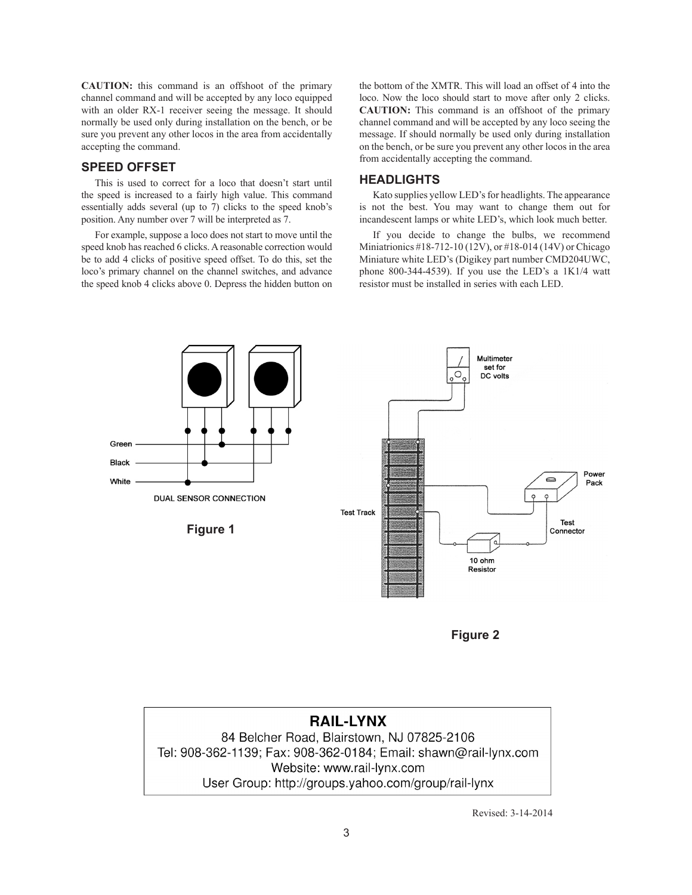**CAUTION:** this command is an offshoot of the primary channel command and will be accepted by any loco equipped with an older RX-1 receiver seeing the message. It should normally be used only during installation on the bench, or be sure you prevent any other locos in the area from accidentally accepting the command.

## SPEED OFFSET

This is used to correct for a loco that doesn't start until the speed is increased to a fairly high value. This command essentially adds several (up to 7) clicks to the speed knob's position. Any number over 7 will be interpreted as 7.

For example, suppose a loco does not start to move until the speed knob has reached 6 clicks. A reasonable correction would be to add 4 clicks of positive speed offset. To do this, set the loco's primary channel on the channel switches, and advance the speed knob 4 clicks above 0. Depress the hidden button on the bottom of the XMTR. This will load an offset of 4 into the loco. Now the loco should start to move after only 2 clicks. **CAUTION:** This command is an offshoot of the primary channel command and will be accepted by any loco seeing the message. If should normally be used only during installation on the bench, or be sure you prevent any other locos in the area from accidentally accepting the command.

## HEADLIGHTS

Kato supplies yellow LED's for headlights. The appearance is not the best. You may want to change them out for incandescent lamps or white LED's, which look much better.

If you decide to change the bulbs, we recommend Miniatronics #18-712-10 (12V), or #18-014 (14V) or Chicago Miniature white LED's (Digikey part number CMD204UWC, phone 800-344-4539). If you use the LED's a 1K1/4 watt resistor must be installed in series with each LED.

Green
Black
White
DUAL SENSOR CONNECTION

Figure 1

Multimeter set for DC volts
Power Pack
Test Track
Test Connector
10 ohm Resistor

Figure 2

**RAIL-LYNX**
84 Belcher Road, Blairstown, NJ 07825-2106
Tel: 908-362-1139; Fax: 908-362-0184; Email: shawn@rail-lynx.com
Website: www.rail-lynx.com
User Group: http://groups.yahoo.com/group/rail-lynx

Revised: 3-14-2014